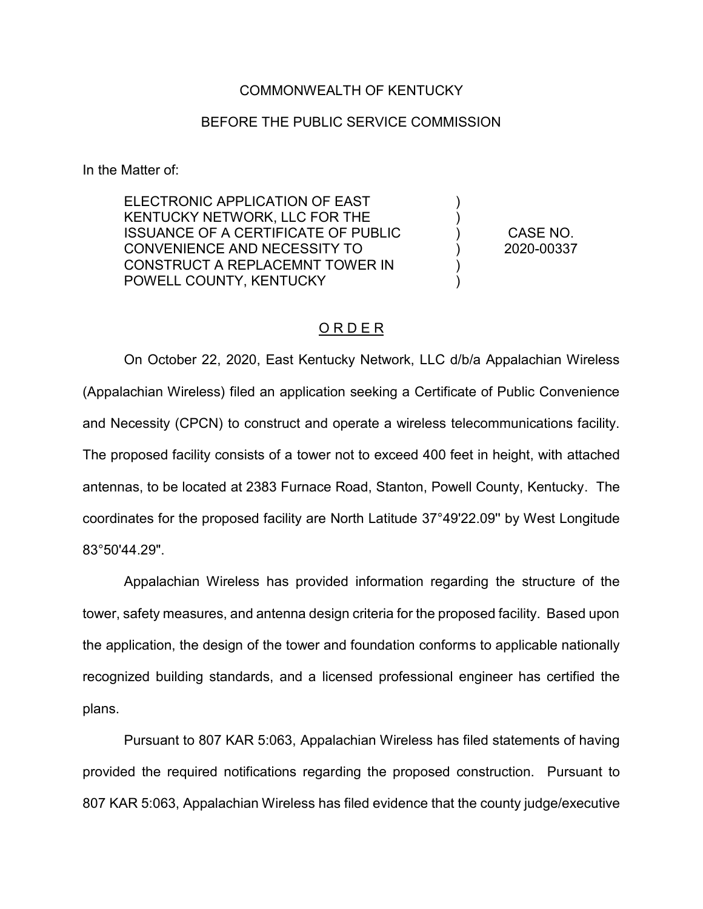COMMONWEALTH OF KENTUCKY

BEFORE THE PUBLIC SERVICE COMMISSION

In the Matter of:

| | | |
|---|---|---|
| ELECTRONIC APPLICATION OF EAST KENTUCKY NETWORK, LLC FOR THE ISSUANCE OF A CERTIFICATE OF PUBLIC CONVENIENCE AND NECESSITY TO CONSTRUCT A REPLACEMNT TOWER IN POWELL COUNTY, KENTUCKY | ) | CASE NO. 2020-00337 |

ORDER

On October 22, 2020, East Kentucky Network, LLC d/b/a Appalachian Wireless (Appalachian Wireless) filed an application seeking a Certificate of Public Convenience and Necessity (CPCN) to construct and operate a wireless telecommunications facility. The proposed facility consists of a tower not to exceed 400 feet in height, with attached antennas, to be located at 2383 Furnace Road, Stanton, Powell County, Kentucky. The coordinates for the proposed facility are North Latitude 37°49'22.09'' by West Longitude 83°50'44.29''.

Appalachian Wireless has provided information regarding the structure of the tower, safety measures, and antenna design criteria for the proposed facility. Based upon the application, the design of the tower and foundation conforms to applicable nationally recognized building standards, and a licensed professional engineer has certified the plans.

Pursuant to 807 KAR 5:063, Appalachian Wireless has filed statements of having provided the required notifications regarding the proposed construction. Pursuant to 807 KAR 5:063, Appalachian Wireless has filed evidence that the county judge/executive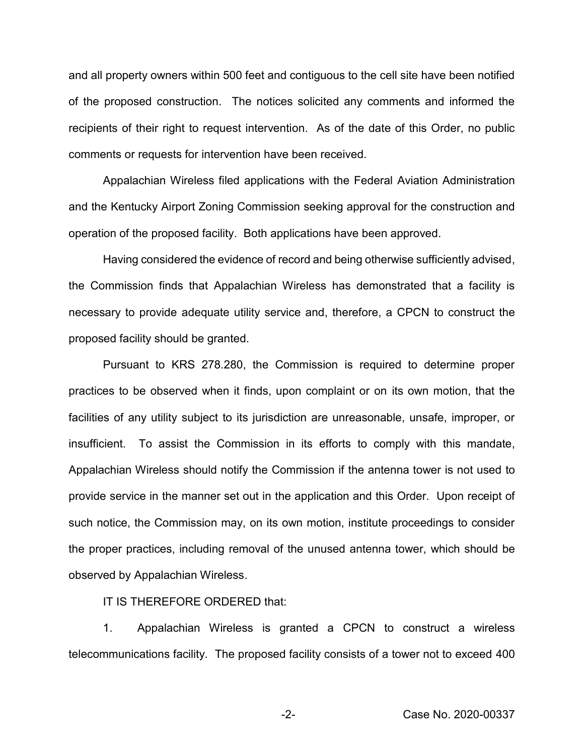and all property owners within 500 feet and contiguous to the cell site have been notified of the proposed construction. The notices solicited any comments and informed the recipients of their right to request intervention. As of the date of this Order, no public comments or requests for intervention have been received.

Appalachian Wireless filed applications with the Federal Aviation Administration and the Kentucky Airport Zoning Commission seeking approval for the construction and operation of the proposed facility. Both applications have been approved.

Having considered the evidence of record and being otherwise sufficiently advised, the Commission finds that Appalachian Wireless has demonstrated that a facility is necessary to provide adequate utility service and, therefore, a CPCN to construct the proposed facility should be granted.

Pursuant to KRS 278.280, the Commission is required to determine proper practices to be observed when it finds, upon complaint or on its own motion, that the facilities of any utility subject to its jurisdiction are unreasonable, unsafe, improper, or insufficient. To assist the Commission in its efforts to comply with this mandate, Appalachian Wireless should notify the Commission if the antenna tower is not used to provide service in the manner set out in the application and this Order. Upon receipt of such notice, the Commission may, on its own motion, institute proceedings to consider the proper practices, including removal of the unused antenna tower, which should be observed by Appalachian Wireless.

IT IS THEREFORE ORDERED that:

1. Appalachian Wireless is granted a CPCN to construct a wireless telecommunications facility. The proposed facility consists of a tower not to exceed 400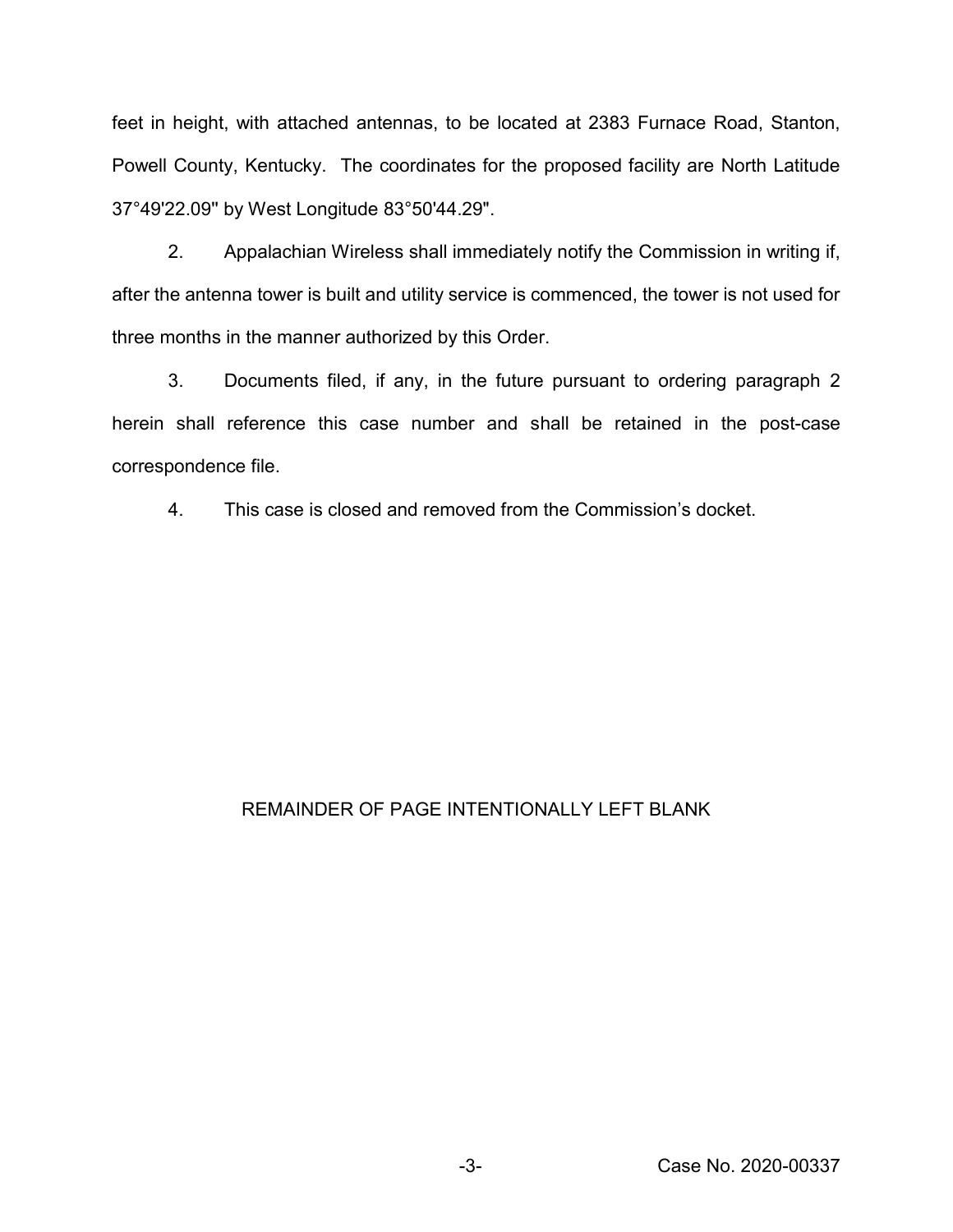feet in height, with attached antennas, to be located at 2383 Furnace Road, Stanton, Powell County, Kentucky. The coordinates for the proposed facility are North Latitude 37°49'22.09" by West Longitude 83°50'44.29".

2. Appalachian Wireless shall immediately notify the Commission in writing if, after the antenna tower is built and utility service is commenced, the tower is not used for three months in the manner authorized by this Order.

3. Documents filed, if any, in the future pursuant to ordering paragraph 2 herein shall reference this case number and shall be retained in the post-case correspondence file.

4. This case is closed and removed from the Commission's docket.

REMAINDER OF PAGE INTENTIONALLY LEFT BLANK

Case No. 2020-00337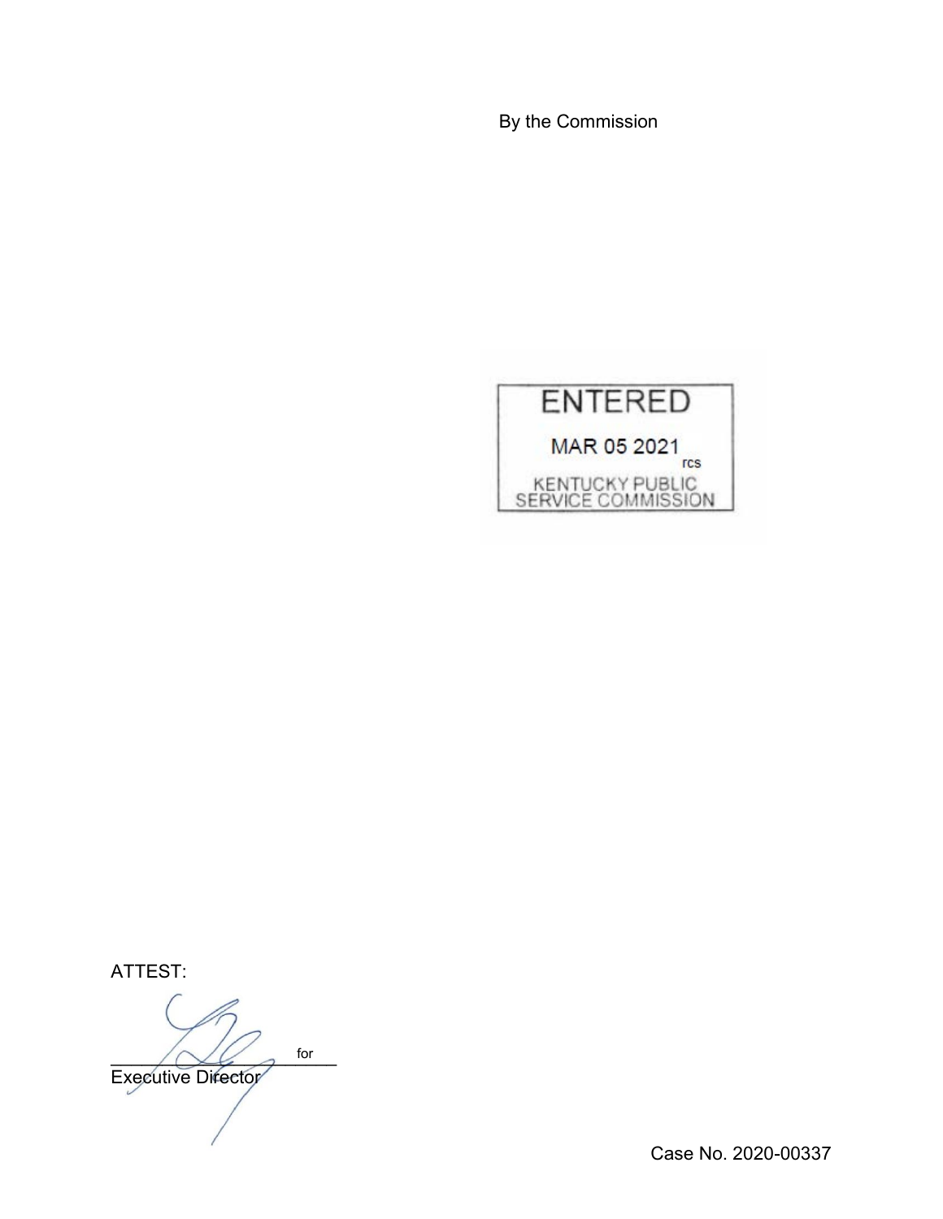By the Commission

ENTERED

MAR 05 2021

rcs

KENTUCKY PUBLIC SERVICE COMMISSION

ATTEST:

_______________________ for

Executive Director

Case No. 2020-00337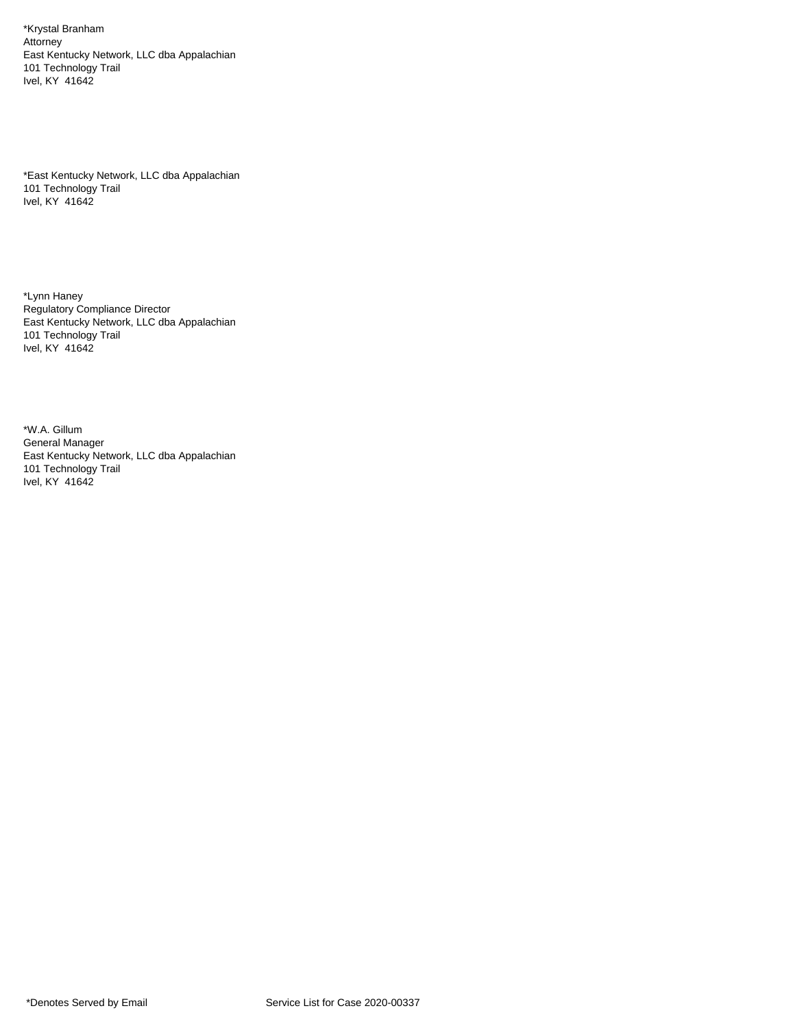*Krystal Branham
Attorney
East Kentucky Network, LLC dba Appalachian
101 Technology Trail
Ivel, KY  41642

*East Kentucky Network, LLC dba Appalachian
101 Technology Trail
Ivel, KY  41642

*Lynn Haney
Regulatory Compliance Director
East Kentucky Network, LLC dba Appalachian
101 Technology Trail
Ivel, KY  41642

*W.A. Gillum
General Manager
East Kentucky Network, LLC dba Appalachian
101 Technology Trail
Ivel, KY  41642

*Denotes Served by Email

Service List for Case 2020-00337